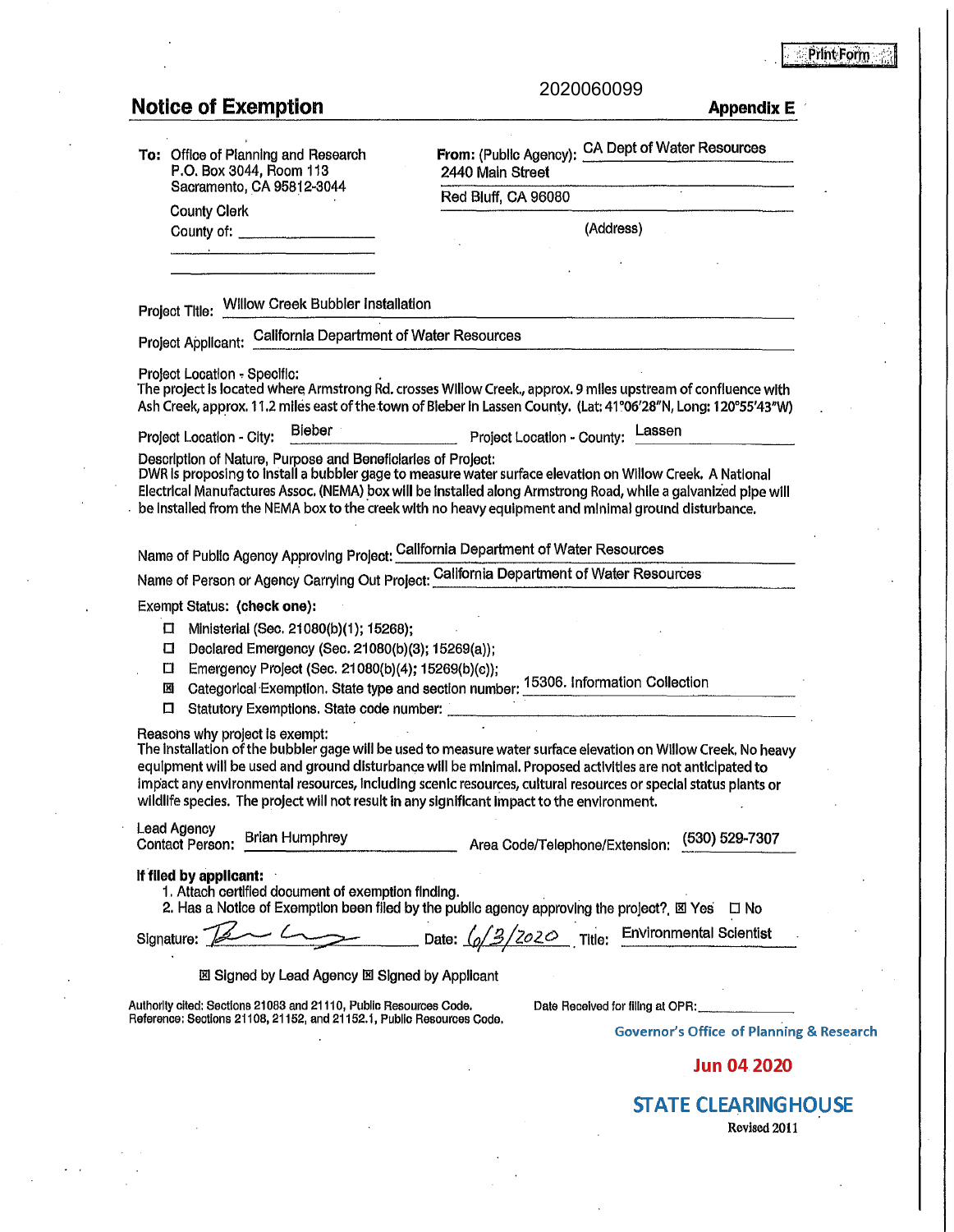Print Form

2020060099

# Notice of Exemption

**Appendix E**

**To:** Office of Planning and Research
P.O. Box 3044, Room 113
Sacramento, CA 95812-3044

County Clerk
County of: ____________

**From:** (Public Agency): CA Dept of Water Resources
2440 Main Street
Red Bluff, CA 96080
(Address)

Project Title: Willow Creek Bubbler Installation

Project Applicant: California Department of Water Resources

Project Location - Specific:
The project is located where Armstrong Rd. crosses Willow Creek., approx. 9 miles upstream of confluence with Ash Creek, approx. 11.2 miles east of the town of Bieber in Lassen County. (Lat: 41°06'28"N, Long: 120°55'43"W)

Project Location - City: Bieber    Project Location - County: Lassen

Description of Nature, Purpose and Beneficiaries of Project:
DWR is proposing to install a bubbler gage to measure water surface elevation on Willow Creek. A National Electrical Manufactures Assoc. (NEMA) box will be installed along Armstrong Road, while a galvanized pipe will be installed from the NEMA box to the creek with no heavy equipment and minimal ground disturbance.

Name of Public Agency Approving Project: California Department of Water Resources

Name of Person or Agency Carrying Out Project: California Department of Water Resources

Exempt Status: **(check one):**

- ☐ Ministerial (Sec. 21080(b)(1); 15268);
- ☐ Declared Emergency (Sec. 21080(b)(3); 15269(a));
- ☐ Emergency Project (Sec. 21080(b)(4); 15269(b)(c));
- ☒ Categorical Exemption. State type and section number: 15306. Information Collection
- ☐ Statutory Exemptions. State code number: ____________

Reasons why project is exempt:
The installation of the bubbler gage will be used to measure water surface elevation on Willow Creek. No heavy equipment will be used and ground disturbance will be minimal. Proposed activities are not anticipated to impact any environmental resources, including scenic resources, cultural resources or special status plants or wildlife species. The project will not result in any significant impact to the environment.

Lead Agency Contact Person: Brian Humphrey    Area Code/Telephone/Extension: (530) 529-7307

**If filed by applicant:**

1. Attach certified document of exemption finding.
2. Has a Notice of Exemption been filed by the public agency approving the project?. ☒ Yes ☐ No

Signature: [signature]    Date: 6/3/2020    Title: Environmental Scientist

☒ Signed by Lead Agency ☒ Signed by Applicant

Authority cited: Sections 21083 and 21110, Public Resources Code.
Reference: Sections 21108, 21152, and 21152.1, Public Resources Code.

Date Received for filing at OPR: ____________

Governor's Office of Planning & Research

Jun 04 2020

STATE CLEARINGHOUSE

Revised 2011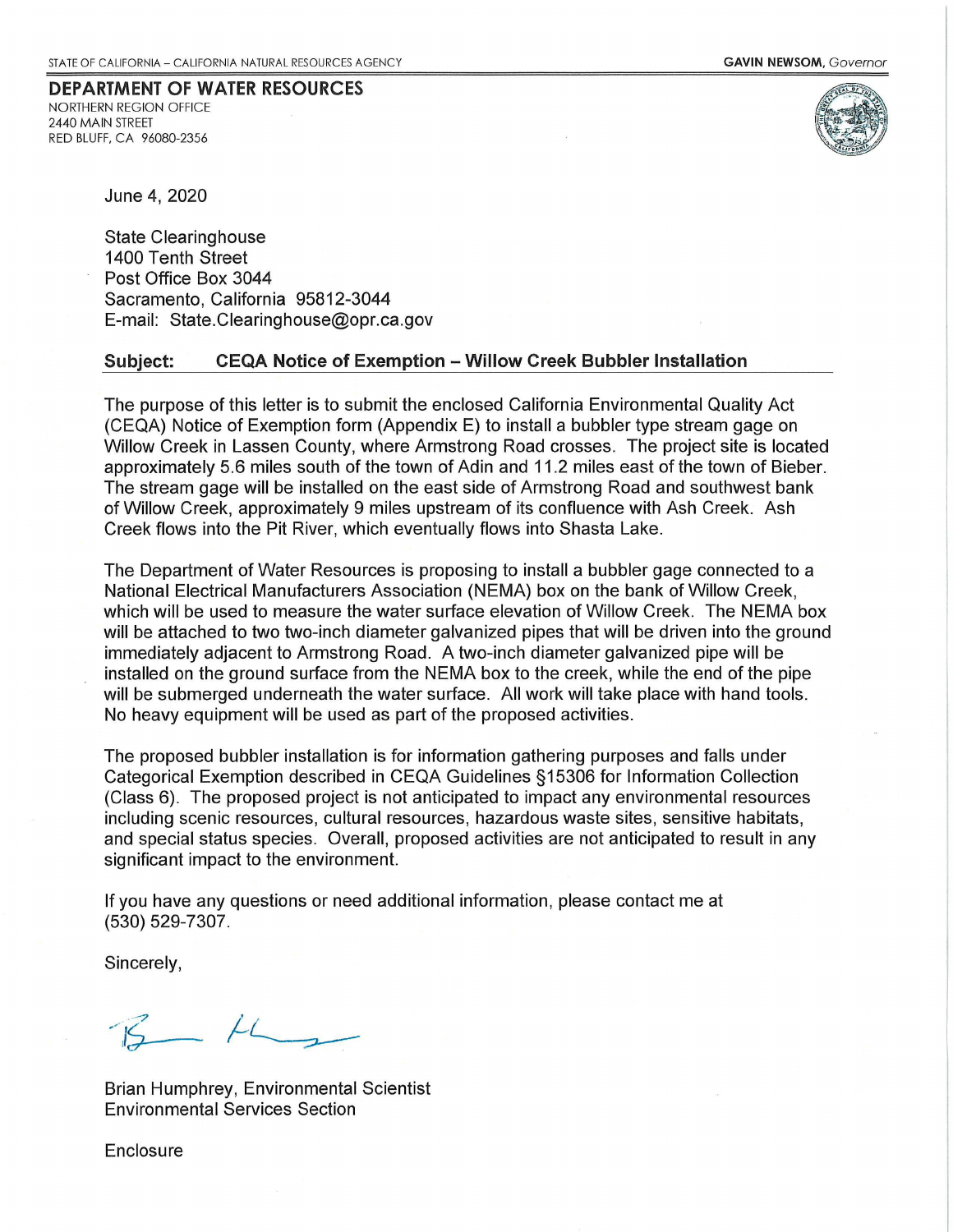STATE OF CALIFORNIA – CALIFORNIA NATURAL RESOURCES AGENCY

**GAVIN NEWSOM**, *Governor*

**DEPARTMENT OF WATER RESOURCES**
NORTHERN REGION OFFICE
2440 MAIN STREET
RED BLUFF, CA 96080-2356

June 4, 2020

State Clearinghouse
1400 Tenth Street
Post Office Box 3044
Sacramento, California 95812-3044
E-mail: State.Clearinghouse@opr.ca.gov

**Subject: CEQA Notice of Exemption – Willow Creek Bubbler Installation**

The purpose of this letter is to submit the enclosed California Environmental Quality Act (CEQA) Notice of Exemption form (Appendix E) to install a bubbler type stream gage on Willow Creek in Lassen County, where Armstrong Road crosses. The project site is located approximately 5.6 miles south of the town of Adin and 11.2 miles east of the town of Bieber. The stream gage will be installed on the east side of Armstrong Road and southwest bank of Willow Creek, approximately 9 miles upstream of its confluence with Ash Creek. Ash Creek flows into the Pit River, which eventually flows into Shasta Lake.

The Department of Water Resources is proposing to install a bubbler gage connected to a National Electrical Manufacturers Association (NEMA) box on the bank of Willow Creek, which will be used to measure the water surface elevation of Willow Creek. The NEMA box will be attached to two two-inch diameter galvanized pipes that will be driven into the ground immediately adjacent to Armstrong Road. A two-inch diameter galvanized pipe will be installed on the ground surface from the NEMA box to the creek, while the end of the pipe will be submerged underneath the water surface. All work will take place with hand tools. No heavy equipment will be used as part of the proposed activities.

The proposed bubbler installation is for information gathering purposes and falls under Categorical Exemption described in CEQA Guidelines §15306 for Information Collection (Class 6). The proposed project is not anticipated to impact any environmental resources including scenic resources, cultural resources, hazardous waste sites, sensitive habitats, and special status species. Overall, proposed activities are not anticipated to result in any significant impact to the environment.

If you have any questions or need additional information, please contact me at (530) 529-7307.

Sincerely,

Brian Humphrey, Environmental Scientist
Environmental Services Section

Enclosure